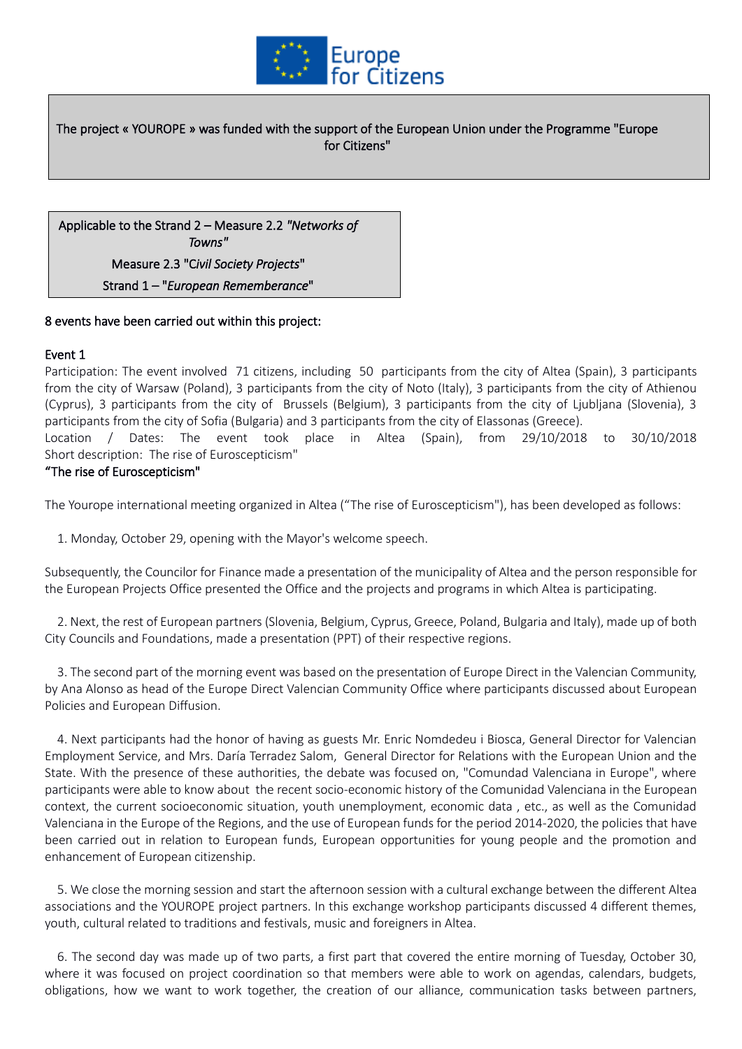Europe for Citizens

The project « YOUROPE » was funded with the support of the European Union under the Programme "Europe for Citizens"

Applicable to the Strand 2 – Measure 2.2 *"Networks of Towns"*

Measure 2.3 "*Civil Society Projects*"

Strand 1 – "*European Rememberance*"

8 events have been carried out within this project:

## Event 1

Participation: The event involved 71 citizens, including 50 participants from the city of Altea (Spain), 3 participants from the city of Warsaw (Poland), 3 participants from the city of Noto (Italy), 3 participants from the city of Athienou (Cyprus), 3 participants from the city of Brussels (Belgium), 3 participants from the city of Ljubljana (Slovenia), 3 participants from the city of Sofia (Bulgaria) and 3 participants from the city of Elassonas (Greece).

Location / Dates: The event took place in Altea (Spain), from 29/10/2018 to 30/10/2018

Short description: The rise of Euroscepticism"

### "The rise of Euroscepticism"

The Yourope international meeting organized in Altea ("The rise of Euroscepticism"), has been developed as follows:

1. Monday, October 29, opening with the Mayor's welcome speech.

Subsequently, the Councilor for Finance made a presentation of the municipality of Altea and the person responsible for the European Projects Office presented the Office and the projects and programs in which Altea is participating.

2. Next, the rest of European partners (Slovenia, Belgium, Cyprus, Greece, Poland, Bulgaria and Italy), made up of both City Councils and Foundations, made a presentation (PPT) of their respective regions.

3. The second part of the morning event was based on the presentation of Europe Direct in the Valencian Community, by Ana Alonso as head of the Europe Direct Valencian Community Office where participants discussed about European Policies and European Diffusion.

4. Next participants had the honor of having as guests Mr. Enric Nomdedeu i Biosca, General Director for Valencian Employment Service, and Mrs. Daría Terradez Salom, General Director for Relations with the European Union and the State. With the presence of these authorities, the debate was focused on, "Comundad Valenciana in Europe", where participants were able to know about the recent socio-economic history of the Comunidad Valenciana in the European context, the current socioeconomic situation, youth unemployment, economic data , etc., as well as the Comunidad Valenciana in the Europe of the Regions, and the use of European funds for the period 2014-2020, the policies that have been carried out in relation to European funds, European opportunities for young people and the promotion and enhancement of European citizenship.

5. We close the morning session and start the afternoon session with a cultural exchange between the different Altea associations and the YOUROPE project partners. In this exchange workshop participants discussed 4 different themes, youth, cultural related to traditions and festivals, music and foreigners in Altea.

6. The second day was made up of two parts, a first part that covered the entire morning of Tuesday, October 30, where it was focused on project coordination so that members were able to work on agendas, calendars, budgets, obligations, how we want to work together, the creation of our alliance, communication tasks between partners,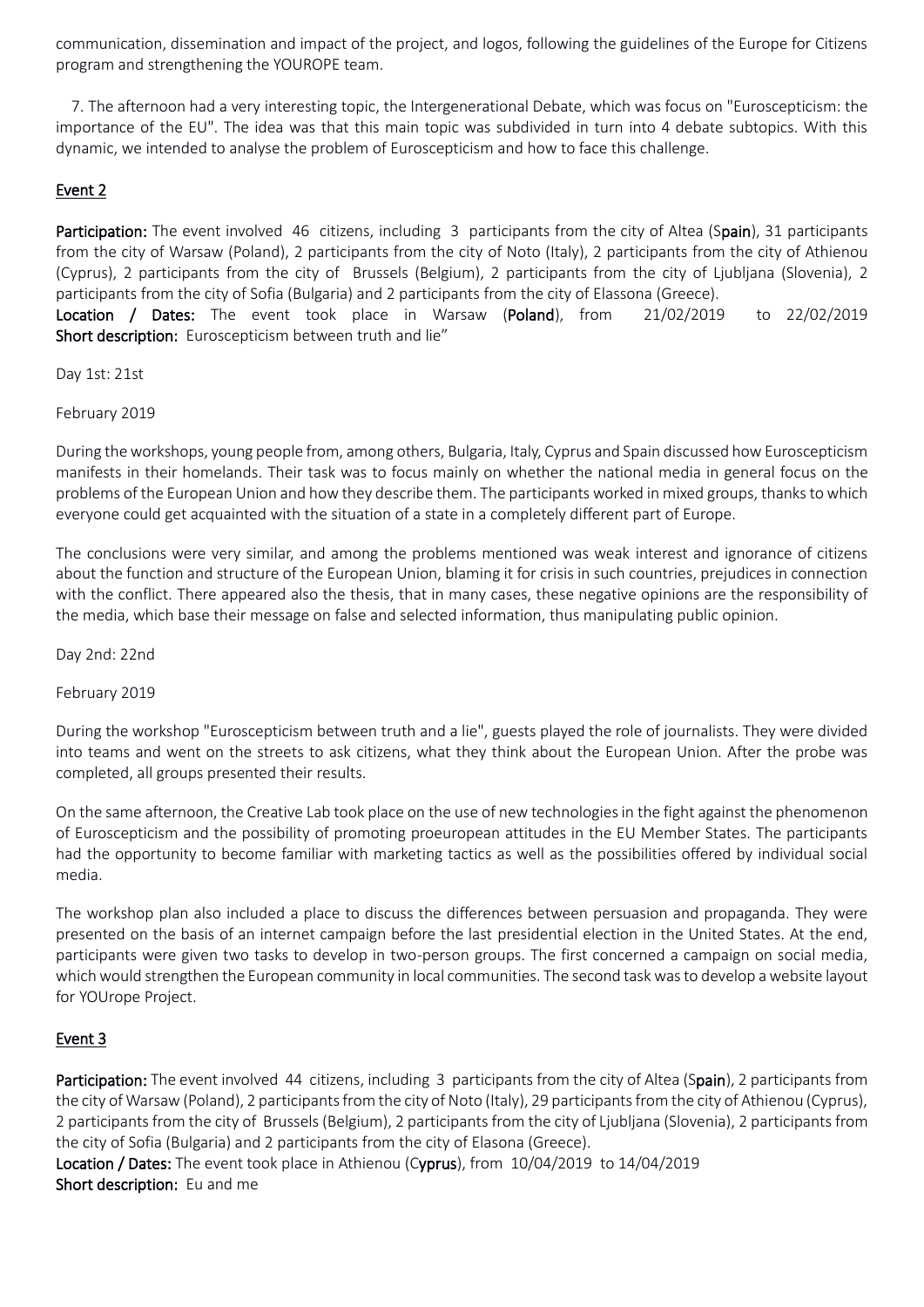communication, dissemination and impact of the project, and logos, following the guidelines of the Europe for Citizens program and strengthening the YOUROPE team.

7. The afternoon had a very interesting topic, the Intergenerational Debate, which was focus on "Euroscepticism: the importance of the EU". The idea was that this main topic was subdivided in turn into 4 debate subtopics. With this dynamic, we intended to analyse the problem of Euroscepticism and how to face this challenge.

## Event 2

**Participation:** The event involved 46 citizens, including 3 participants from the city of Altea (Spain), 31 participants from the city of Warsaw (Poland), 2 participants from the city of Noto (Italy), 2 participants from the city of Athienou (Cyprus), 2 participants from the city of Brussels (Belgium), 2 participants from the city of Ljubljana (Slovenia), 2 participants from the city of Sofia (Bulgaria) and 2 participants from the city of Elassona (Greece).

**Location / Dates:** The event took place in Warsaw (**Poland**), from 21/02/2019 to 22/02/2019

**Short description:** Euroscepticism between truth and lie"

Day 1st: 21st

February 2019

During the workshops, young people from, among others, Bulgaria, Italy, Cyprus and Spain discussed how Euroscepticism manifests in their homelands. Their task was to focus mainly on whether the national media in general focus on the problems of the European Union and how they describe them. The participants worked in mixed groups, thanks to which everyone could get acquainted with the situation of a state in a completely different part of Europe.

The conclusions were very similar, and among the problems mentioned was weak interest and ignorance of citizens about the function and structure of the European Union, blaming it for crisis in such countries, prejudices in connection with the conflict. There appeared also the thesis, that in many cases, these negative opinions are the responsibility of the media, which base their message on false and selected information, thus manipulating public opinion.

Day 2nd: 22nd

February 2019

During the workshop "Euroscepticism between truth and a lie", guests played the role of journalists. They were divided into teams and went on the streets to ask citizens, what they think about the European Union. After the probe was completed, all groups presented their results.

On the same afternoon, the Creative Lab took place on the use of new technologies in the fight against the phenomenon of Euroscepticism and the possibility of promoting proeuropean attitudes in the EU Member States. The participants had the opportunity to become familiar with marketing tactics as well as the possibilities offered by individual social media.

The workshop plan also included a place to discuss the differences between persuasion and propaganda. They were presented on the basis of an internet campaign before the last presidential election in the United States. At the end, participants were given two tasks to develop in two-person groups. The first concerned a campaign on social media, which would strengthen the European community in local communities. The second task was to develop a website layout for YOUrope Project.

## Event 3

**Participation:** The event involved 44 citizens, including 3 participants from the city of Altea (Spain), 2 participants from the city of Warsaw (Poland), 2 participants from the city of Noto (Italy), 29 participants from the city of Athienou (Cyprus), 2 participants from the city of Brussels (Belgium), 2 participants from the city of Ljubljana (Slovenia), 2 participants from the city of Sofia (Bulgaria) and 2 participants from the city of Elasona (Greece).

**Location / Dates:** The event took place in Athienou (Cyprus), from 10/04/2019 to 14/04/2019

**Short description:** Eu and me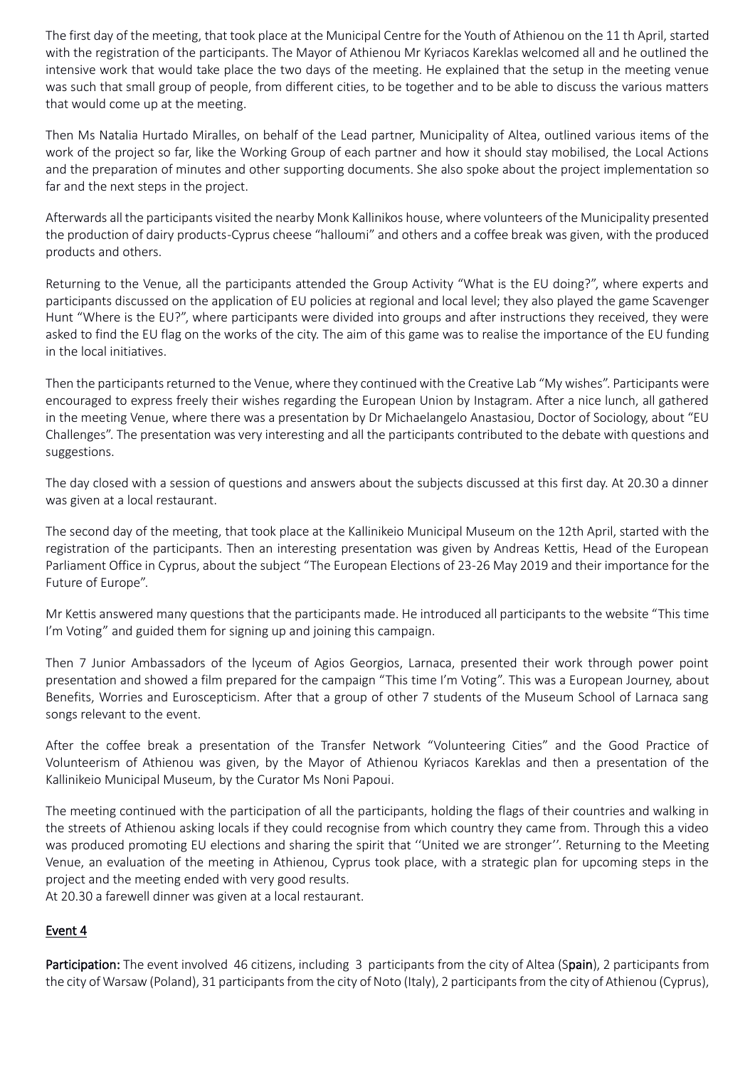The first day of the meeting, that took place at the Municipal Centre for the Youth of Athienou on the 11 th April, started with the registration of the participants. The Mayor of Athienou Mr Kyriacos Kareklas welcomed all and he outlined the intensive work that would take place the two days of the meeting. He explained that the setup in the meeting venue was such that small group of people, from different cities, to be together and to be able to discuss the various matters that would come up at the meeting.

Then Ms Natalia Hurtado Miralles, on behalf of the Lead partner, Municipality of Altea, outlined various items of the work of the project so far, like the Working Group of each partner and how it should stay mobilised, the Local Actions and the preparation of minutes and other supporting documents. She also spoke about the project implementation so far and the next steps in the project.

Afterwards all the participants visited the nearby Monk Kallinikos house, where volunteers of the Municipality presented the production of dairy products-Cyprus cheese "halloumi" and others and a coffee break was given, with the produced products and others.

Returning to the Venue, all the participants attended the Group Activity "What is the EU doing?", where experts and participants discussed on the application of EU policies at regional and local level; they also played the game Scavenger Hunt "Where is the EU?", where participants were divided into groups and after instructions they received, they were asked to find the EU flag on the works of the city. The aim of this game was to realise the importance of the EU funding in the local initiatives.

Then the participants returned to the Venue, where they continued with the Creative Lab "My wishes". Participants were encouraged to express freely their wishes regarding the European Union by Instagram. After a nice lunch, all gathered in the meeting Venue, where there was a presentation by Dr Michaelangelo Anastasiou, Doctor of Sociology, about "EU Challenges". The presentation was very interesting and all the participants contributed to the debate with questions and suggestions.

The day closed with a session of questions and answers about the subjects discussed at this first day. At 20.30 a dinner was given at a local restaurant.

The second day of the meeting, that took place at the Kallinikeio Municipal Museum on the 12th April, started with the registration of the participants. Then an interesting presentation was given by Andreas Kettis, Head of the European Parliament Office in Cyprus, about the subject "The European Elections of 23-26 May 2019 and their importance for the Future of Europe".

Mr Kettis answered many questions that the participants made. He introduced all participants to the website "This time I'm Voting" and guided them for signing up and joining this campaign.

Then 7 Junior Ambassadors of the lyceum of Agios Georgios, Larnaca, presented their work through power point presentation and showed a film prepared for the campaign "This time I'm Voting". This was a European Journey, about Benefits, Worries and Euroscepticism. After that a group of other 7 students of the Museum School of Larnaca sang songs relevant to the event.

After the coffee break a presentation of the Transfer Network "Volunteering Cities" and the Good Practice of Volunteerism of Athienou was given, by the Mayor of Athienou Kyriacos Kareklas and then a presentation of the Kallinikeio Municipal Museum, by the Curator Ms Noni Papoui.

The meeting continued with the participation of all the participants, holding the flags of their countries and walking in the streets of Athienou asking locals if they could recognise from which country they came from. Through this a video was produced promoting EU elections and sharing the spirit that ''United we are stronger''. Returning to the Meeting Venue, an evaluation of the meeting in Athienou, Cyprus took place, with a strategic plan for upcoming steps in the project and the meeting ended with very good results.
At 20.30 a farewell dinner was given at a local restaurant.

## Event 4

**Participation:** The event involved 46 citizens, including 3 participants from the city of Altea (Spain), 2 participants from the city of Warsaw (Poland), 31 participants from the city of Noto (Italy), 2 participants from the city of Athienou (Cyprus),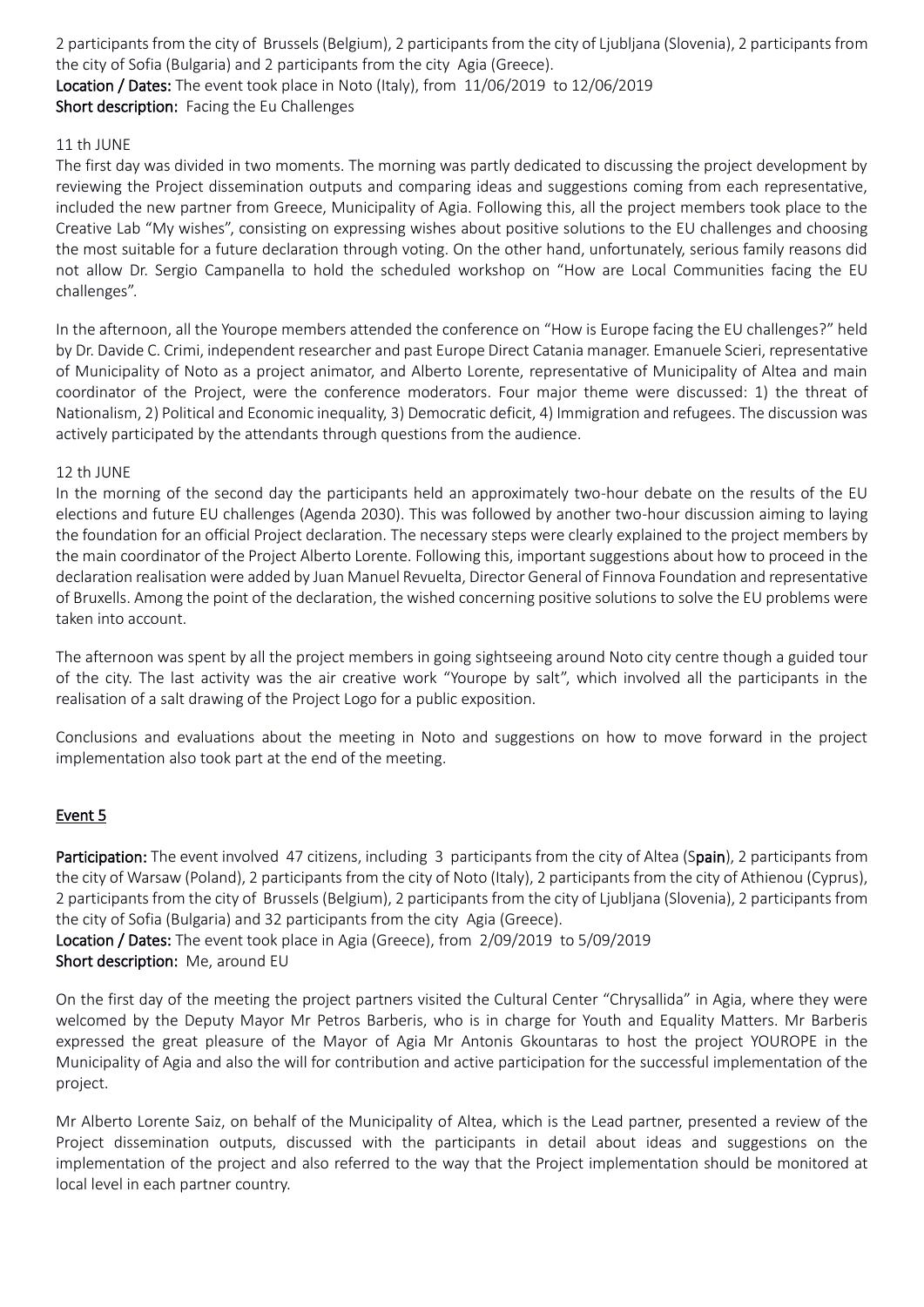2 participants from the city of Brussels (Belgium), 2 participants from the city of Ljubljana (Slovenia), 2 participants from the city of Sofia (Bulgaria) and 2 participants from the city Agia (Greece).

**Location / Dates:** The event took place in Noto (Italy), from 11/06/2019 to 12/06/2019

**Short description:** Facing the Eu Challenges

11 th JUNE

The first day was divided in two moments. The morning was partly dedicated to discussing the project development by reviewing the Project dissemination outputs and comparing ideas and suggestions coming from each representative, included the new partner from Greece, Municipality of Agia. Following this, all the project members took place to the Creative Lab "My wishes", consisting on expressing wishes about positive solutions to the EU challenges and choosing the most suitable for a future declaration through voting. On the other hand, unfortunately, serious family reasons did not allow Dr. Sergio Campanella to hold the scheduled workshop on "How are Local Communities facing the EU challenges".

In the afternoon, all the Yourope members attended the conference on "How is Europe facing the EU challenges?" held by Dr. Davide C. Crimi, independent researcher and past Europe Direct Catania manager. Emanuele Scieri, representative of Municipality of Noto as a project animator, and Alberto Lorente, representative of Municipality of Altea and main coordinator of the Project, were the conference moderators. Four major theme were discussed: 1) the threat of Nationalism, 2) Political and Economic inequality, 3) Democratic deficit, 4) Immigration and refugees. The discussion was actively participated by the attendants through questions from the audience.

12 th JUNE

In the morning of the second day the participants held an approximately two-hour debate on the results of the EU elections and future EU challenges (Agenda 2030). This was followed by another two-hour discussion aiming to laying the foundation for an official Project declaration. The necessary steps were clearly explained to the project members by the main coordinator of the Project Alberto Lorente. Following this, important suggestions about how to proceed in the declaration realisation were added by Juan Manuel Revuelta, Director General of Finnova Foundation and representative of Bruxells. Among the point of the declaration, the wished concerning positive solutions to solve the EU problems were taken into account.

The afternoon was spent by all the project members in going sightseeing around Noto city centre though a guided tour of the city. The last activity was the air creative work "Yourope by salt", which involved all the participants in the realisation of a salt drawing of the Project Logo for a public exposition.

Conclusions and evaluations about the meeting in Noto and suggestions on how to move forward in the project implementation also took part at the end of the meeting.

## Event 5

**Participation:** The event involved 47 citizens, including 3 participants from the city of Altea (S**pain**), 2 participants from the city of Warsaw (Poland), 2 participants from the city of Noto (Italy), 2 participants from the city of Athienou (Cyprus), 2 participants from the city of Brussels (Belgium), 2 participants from the city of Ljubljana (Slovenia), 2 participants from the city of Sofia (Bulgaria) and 32 participants from the city Agia (Greece).

**Location / Dates:** The event took place in Agia (Greece), from 2/09/2019 to 5/09/2019

**Short description:** Me, around EU

On the first day of the meeting the project partners visited the Cultural Center "Chrysallida" in Agia, where they were welcomed by the Deputy Mayor Mr Petros Barberis, who is in charge for Youth and Equality Matters. Mr Barberis expressed the great pleasure of the Mayor of Agia Mr Antonis Gkountaras to host the project YOUROPE in the Municipality of Agia and also the will for contribution and active participation for the successful implementation of the project.

Mr Alberto Lorente Saiz, on behalf of the Municipality of Altea, which is the Lead partner, presented a review of the Project dissemination outputs, discussed with the participants in detail about ideas and suggestions on the implementation of the project and also referred to the way that the Project implementation should be monitored at local level in each partner country.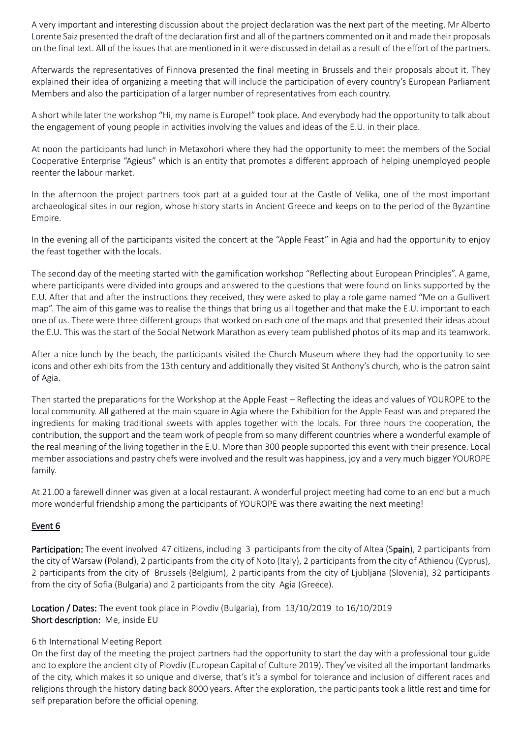A very important and interesting discussion about the project declaration was the next part of the meeting. Mr Alberto Lorente Saiz presented the draft of the declaration first and all of the partners commented on it and made their proposals on the final text. All of the issues that are mentioned in it were discussed in detail as a result of the effort of the partners.

Afterwards the representatives of Finnova presented the final meeting in Brussels and their proposals about it. They explained their idea of organizing a meeting that will include the participation of every country's European Parliament Members and also the participation of a larger number of representatives from each country.

A short while later the workshop "Hi, my name is Europe!" took place. And everybody had the opportunity to talk about the engagement of young people in activities involving the values and ideas of the E.U. in their place.

At noon the participants had lunch in Metaxohori where they had the opportunity to meet the members of the Social Cooperative Enterprise "Agieus" which is an entity that promotes a different approach of helping unemployed people reenter the labour market.

In the afternoon the project partners took part at a guided tour at the Castle of Velika, one of the most important archaeological sites in our region, whose history starts in Ancient Greece and keeps on to the period of the Byzantine Empire.

In the evening all of the participants visited the concert at the "Apple Feast" in Agia and had the opportunity to enjoy the feast together with the locals.

The second day of the meeting started with the gamification workshop "Reflecting about European Principles". A game, where participants were divided into groups and answered to the questions that were found on links supported by the E.U. After that and after the instructions they received, they were asked to play a role game named "Me on a Gullivert map". The aim of this game was to realise the things that bring us all together and that make the E.U. important to each one of us. There were three different groups that worked on each one of the maps and that presented their ideas about the E.U. This was the start of the Social Network Marathon as every team published photos of its map and its teamwork.

After a nice lunch by the beach, the participants visited the Church Museum where they had the opportunity to see icons and other exhibits from the 13th century and additionally they visited St Anthony's church, who is the patron saint of Agia.

Then started the preparations for the Workshop at the Apple Feast – Reflecting the ideas and values of YOUROPE to the local community. All gathered at the main square in Agia where the Exhibition for the Apple Feast was and prepared the ingredients for making traditional sweets with apples together with the locals. For three hours the cooperation, the contribution, the support and the team work of people from so many different countries where a wonderful example of the real meaning of the living together in the E.U. More than 300 people supported this event with their presence. Local member associations and pastry chefs were involved and the result was happiness, joy and a very much bigger YOUROPE family.

At 21.00 a farewell dinner was given at a local restaurant. A wonderful project meeting had come to an end but a much more wonderful friendship among the participants of YOUROPE was there awaiting the next meeting!

## Event 6

**Participation:** The event involved 47 citizens, including 3 participants from the city of Altea (S**pain**), 2 participants from the city of Warsaw (Poland), 2 participants from the city of Noto (Italy), 2 participants from the city of Athienou (Cyprus), 2 participants from the city of Brussels (Belgium), 2 participants from the city of Ljubljana (Slovenia), 32 participants from the city of Sofia (Bulgaria) and 2 participants from the city Agia (Greece).

**Location / Dates:** The event took place in Plovdiv (Bulgaria), from 13/10/2019 to 16/10/2019
**Short description:** Me, inside EU

6 th International Meeting Report
On the first day of the meeting the project partners had the opportunity to start the day with a professional tour guide and to explore the ancient city of Plovdiv (European Capital of Culture 2019). They've visited all the important landmarks of the city, which makes it so unique and diverse, that's it's a symbol for tolerance and inclusion of different races and religions through the history dating back 8000 years. After the exploration, the participants took a little rest and time for self preparation before the official opening.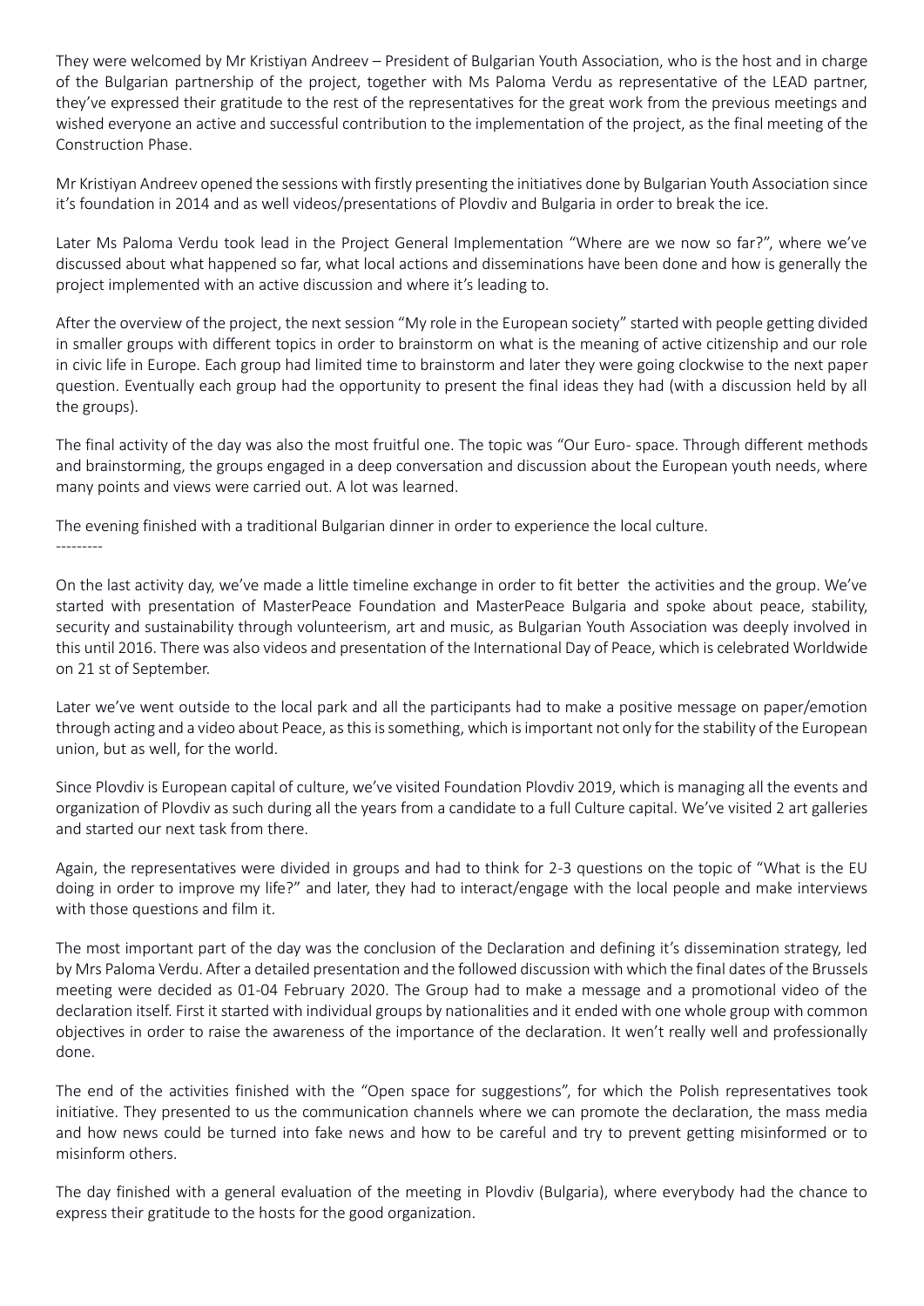They were welcomed by Mr Kristiyan Andreev – President of Bulgarian Youth Association, who is the host and in charge of the Bulgarian partnership of the project, together with Ms Paloma Verdu as representative of the LEAD partner, they've expressed their gratitude to the rest of the representatives for the great work from the previous meetings and wished everyone an active and successful contribution to the implementation of the project, as the final meeting of the Construction Phase.

Mr Kristiyan Andreev opened the sessions with firstly presenting the initiatives done by Bulgarian Youth Association since it's foundation in 2014 and as well videos/presentations of Plovdiv and Bulgaria in order to break the ice.

Later Ms Paloma Verdu took lead in the Project General Implementation "Where are we now so far?", where we've discussed about what happened so far, what local actions and disseminations have been done and how is generally the project implemented with an active discussion and where it's leading to.

After the overview of the project, the next session "My role in the European society" started with people getting divided in smaller groups with different topics in order to brainstorm on what is the meaning of active citizenship and our role in civic life in Europe. Each group had limited time to brainstorm and later they were going clockwise to the next paper question. Eventually each group had the opportunity to present the final ideas they had (with a discussion held by all the groups).

The final activity of the day was also the most fruitful one. The topic was "Our Euro- space. Through different methods and brainstorming, the groups engaged in a deep conversation and discussion about the European youth needs, where many points and views were carried out. A lot was learned.

The evening finished with a traditional Bulgarian dinner in order to experience the local culture.

---------

On the last activity day, we've made a little timeline exchange in order to fit better the activities and the group. We've started with presentation of MasterPeace Foundation and MasterPeace Bulgaria and spoke about peace, stability, security and sustainability through volunteerism, art and music, as Bulgarian Youth Association was deeply involved in this until 2016. There was also videos and presentation of the International Day of Peace, which is celebrated Worldwide on 21 st of September.

Later we've went outside to the local park and all the participants had to make a positive message on paper/emotion through acting and a video about Peace, as this is something, which is important not only for the stability of the European union, but as well, for the world.

Since Plovdiv is European capital of culture, we've visited Foundation Plovdiv 2019, which is managing all the events and organization of Plovdiv as such during all the years from a candidate to a full Culture capital. We've visited 2 art galleries and started our next task from there.

Again, the representatives were divided in groups and had to think for 2-3 questions on the topic of "What is the EU doing in order to improve my life?" and later, they had to interact/engage with the local people and make interviews with those questions and film it.

The most important part of the day was the conclusion of the Declaration and defining it's dissemination strategy, led by Mrs Paloma Verdu. After a detailed presentation and the followed discussion with which the final dates of the Brussels meeting were decided as 01-04 February 2020. The Group had to make a message and a promotional video of the declaration itself. First it started with individual groups by nationalities and it ended with one whole group with common objectives in order to raise the awareness of the importance of the declaration. It wen't really well and professionally done.

The end of the activities finished with the "Open space for suggestions", for which the Polish representatives took initiative. They presented to us the communication channels where we can promote the declaration, the mass media and how news could be turned into fake news and how to be careful and try to prevent getting misinformed or to misinform others.

The day finished with a general evaluation of the meeting in Plovdiv (Bulgaria), where everybody had the chance to express their gratitude to the hosts for the good organization.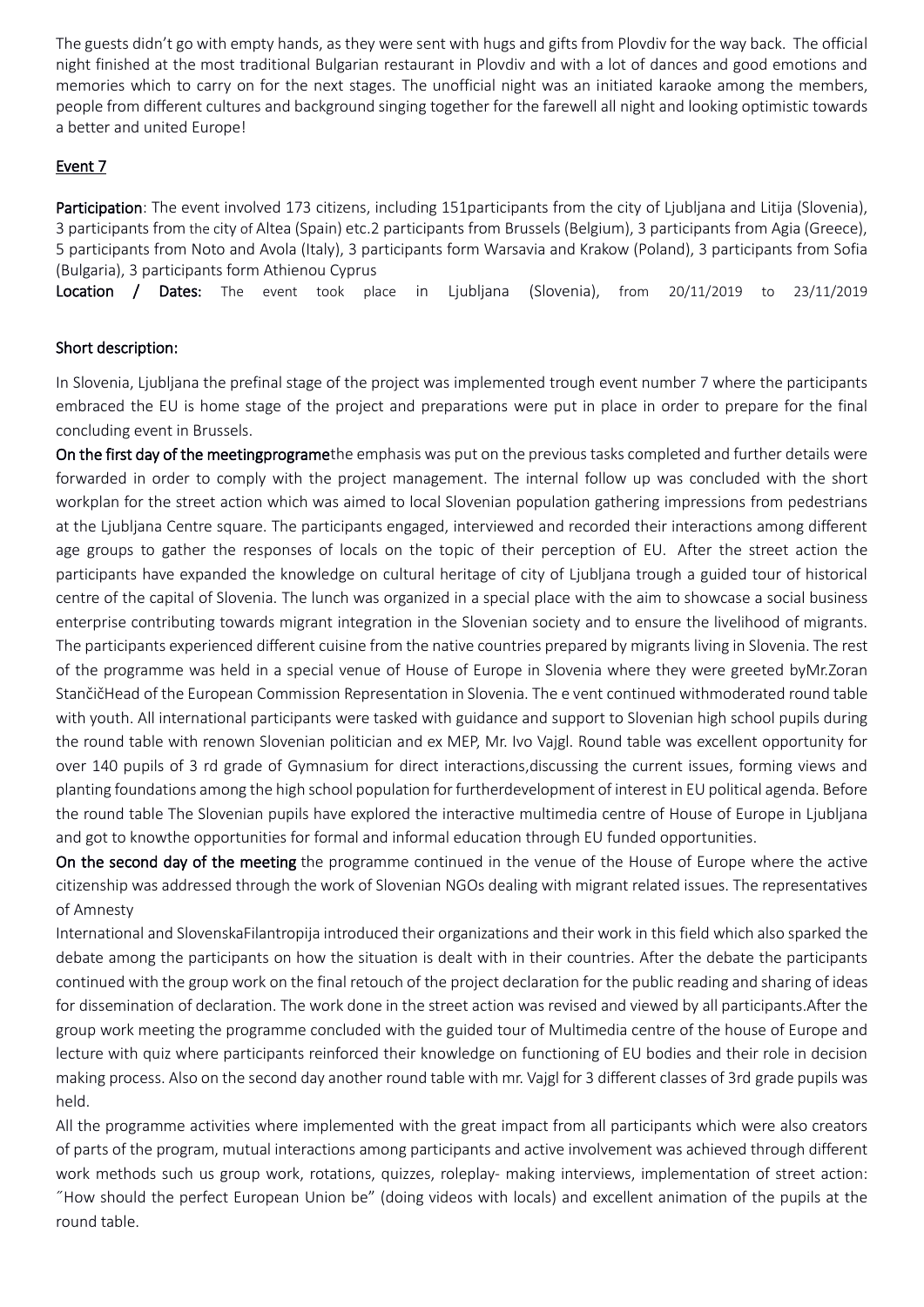The guests didn't go with empty hands, as they were sent with hugs and gifts from Plovdiv for the way back. The official night finished at the most traditional Bulgarian restaurant in Plovdiv and with a lot of dances and good emotions and memories which to carry on for the next stages. The unofficial night was an initiated karaoke among the members, people from different cultures and background singing together for the farewell all night and looking optimistic towards a better and united Europe!

## Event 7

**Participation**: The event involved 173 citizens, including 151participants from the city of Ljubljana and Litija (Slovenia), 3 participants from the city of Altea (Spain) etc.2 participants from Brussels (Belgium), 3 participants from Agia (Greece), 5 participants from Noto and Avola (Italy), 3 participants form Warsavia and Krakow (Poland), 3 participants from Sofia (Bulgaria), 3 participants form Athienou Cyprus

**Location / Dates:** The event took place in Ljubljana (Slovenia), from 20/11/2019 to 23/11/2019

**Short description:**

In Slovenia, Ljubljana the prefinal stage of the project was implemented trough event number 7 where the participants embraced the EU is home stage of the project and preparations were put in place in order to prepare for the final concluding event in Brussels.

**On the first day of the meetingprograme**the emphasis was put on the previous tasks completed and further details were forwarded in order to comply with the project management. The internal follow up was concluded with the short workplan for the street action which was aimed to local Slovenian population gathering impressions from pedestrians at the Ljubljana Centre square. The participants engaged, interviewed and recorded their interactions among different age groups to gather the responses of locals on the topic of their perception of EU. After the street action the participants have expanded the knowledge on cultural heritage of city of Ljubljana trough a guided tour of historical centre of the capital of Slovenia. The lunch was organized in a special place with the aim to showcase a social business enterprise contributing towards migrant integration in the Slovenian society and to ensure the livelihood of migrants. The participants experienced different cuisine from the native countries prepared by migrants living in Slovenia. The rest of the programme was held in a special venue of House of Europe in Slovenia where they were greeted byMr.Zoran StančičHead of the European Commission Representation in Slovenia. The e vent continued withmoderated round table with youth. All international participants were tasked with guidance and support to Slovenian high school pupils during the round table with renown Slovenian politician and ex MEP, Mr. Ivo Vajgl. Round table was excellent opportunity for over 140 pupils of 3 rd grade of Gymnasium for direct interactions,discussing the current issues, forming views and planting foundations among the high school population for furtherdevelopment of interest in EU political agenda. Before the round table The Slovenian pupils have explored the interactive multimedia centre of House of Europe in Ljubljana and got to knowthe opportunities for formal and informal education through EU funded opportunities.

**On the second day of the meeting** the programme continued in the venue of the House of Europe where the active citizenship was addressed through the work of Slovenian NGOs dealing with migrant related issues. The representatives of Amnesty

International and SlovenskaFilantropija introduced their organizations and their work in this field which also sparked the debate among the participants on how the situation is dealt with in their countries. After the debate the participants continued with the group work on the final retouch of the project declaration for the public reading and sharing of ideas for dissemination of declaration. The work done in the street action was revised and viewed by all participants.After the group work meeting the programme concluded with the guided tour of Multimedia centre of the house of Europe and lecture with quiz where participants reinforced their knowledge on functioning of EU bodies and their role in decision making process. Also on the second day another round table with mr. Vajgl for 3 different classes of 3rd grade pupils was held.

All the programme activities where implemented with the great impact from all participants which were also creators of parts of the program, mutual interactions among participants and active involvement was achieved through different work methods such us group work, rotations, quizzes, roleplay- making interviews, implementation of street action: ˝How should the perfect European Union be" (doing videos with locals) and excellent animation of the pupils at the round table.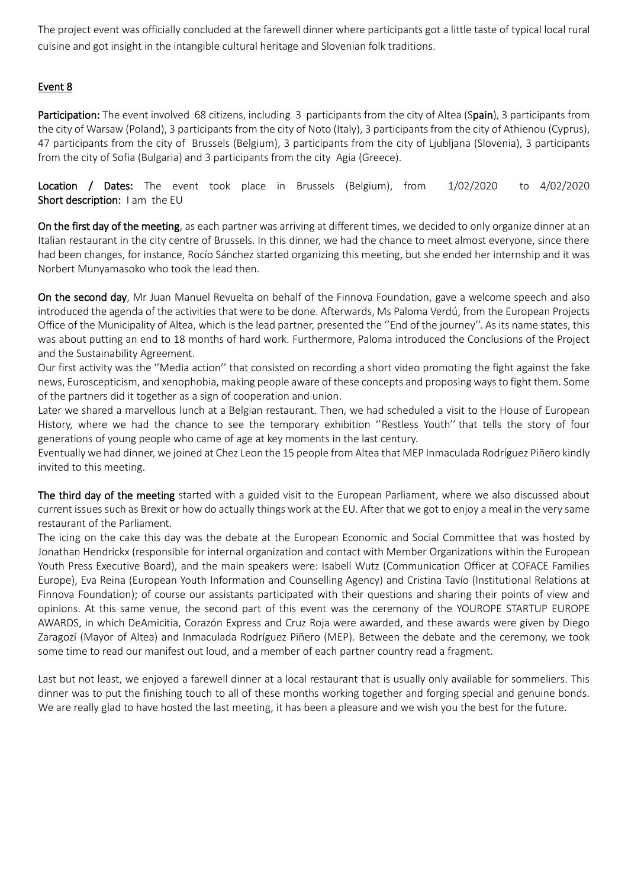The project event was officially concluded at the farewell dinner where participants got a little taste of typical local rural cuisine and got insight in the intangible cultural heritage and Slovenian folk traditions.

## Event 8

**Participation:** The event involved 68 citizens, including 3 participants from the city of Altea (Spain), 3 participants from the city of Warsaw (Poland), 3 participants from the city of Noto (Italy), 3 participants from the city of Athienou (Cyprus), 47 participants from the city of Brussels (Belgium), 3 participants from the city of Ljubljana (Slovenia), 3 participants from the city of Sofia (Bulgaria) and 3 participants from the city Agia (Greece).

**Location / Dates:** The event took place in Brussels (Belgium), from 1/02/2020 to 4/02/2020

**Short description:** I am the EU

**On the first day of the meeting**, as each partner was arriving at different times, we decided to only organize dinner at an Italian restaurant in the city centre of Brussels. In this dinner, we had the chance to meet almost everyone, since there had been changes, for instance, Rocío Sánchez started organizing this meeting, but she ended her internship and it was Norbert Munyamasoko who took the lead then.

**On the second day**, Mr Juan Manuel Revuelta on behalf of the Finnova Foundation, gave a welcome speech and also introduced the agenda of the activities that were to be done. Afterwards, Ms Paloma Verdú, from the European Projects Office of the Municipality of Altea, which is the lead partner, presented the ''End of the journey''. As its name states, this was about putting an end to 18 months of hard work. Furthermore, Paloma introduced the Conclusions of the Project and the Sustainability Agreement.

Our first activity was the ''Media action'' that consisted on recording a short video promoting the fight against the fake news, Euroscepticism, and xenophobia, making people aware of these concepts and proposing ways to fight them. Some of the partners did it together as a sign of cooperation and union.

Later we shared a marvellous lunch at a Belgian restaurant. Then, we had scheduled a visit to the House of European History, where we had the chance to see the temporary exhibition ''Restless Youth'' that tells the story of four generations of young people who came of age at key moments in the last century.

Eventually we had dinner, we joined at Chez Leon the 15 people from Altea that MEP Inmaculada Rodríguez Piñero kindly invited to this meeting.

**The third day of the meeting** started with a guided visit to the European Parliament, where we also discussed about current issues such as Brexit or how do actually things work at the EU. After that we got to enjoy a meal in the very same restaurant of the Parliament.

The icing on the cake this day was the debate at the European Economic and Social Committee that was hosted by Jonathan Hendrickx (responsible for internal organization and contact with Member Organizations within the European Youth Press Executive Board), and the main speakers were: Isabell Wutz (Communication Officer at COFACE Families Europe), Eva Reina (European Youth Information and Counselling Agency) and Cristina Tavío (Institutional Relations at Finnova Foundation); of course our assistants participated with their questions and sharing their points of view and opinions. At this same venue, the second part of this event was the ceremony of the YOUROPE STARTUP EUROPE AWARDS, in which DeAmicitia, Corazón Express and Cruz Roja were awarded, and these awards were given by Diego Zaragozí (Mayor of Altea) and Inmaculada Rodríguez Piñero (MEP). Between the debate and the ceremony, we took some time to read our manifest out loud, and a member of each partner country read a fragment.

Last but not least, we enjoyed a farewell dinner at a local restaurant that is usually only available for sommeliers. This dinner was to put the finishing touch to all of these months working together and forging special and genuine bonds. We are really glad to have hosted the last meeting, it has been a pleasure and we wish you the best for the future.